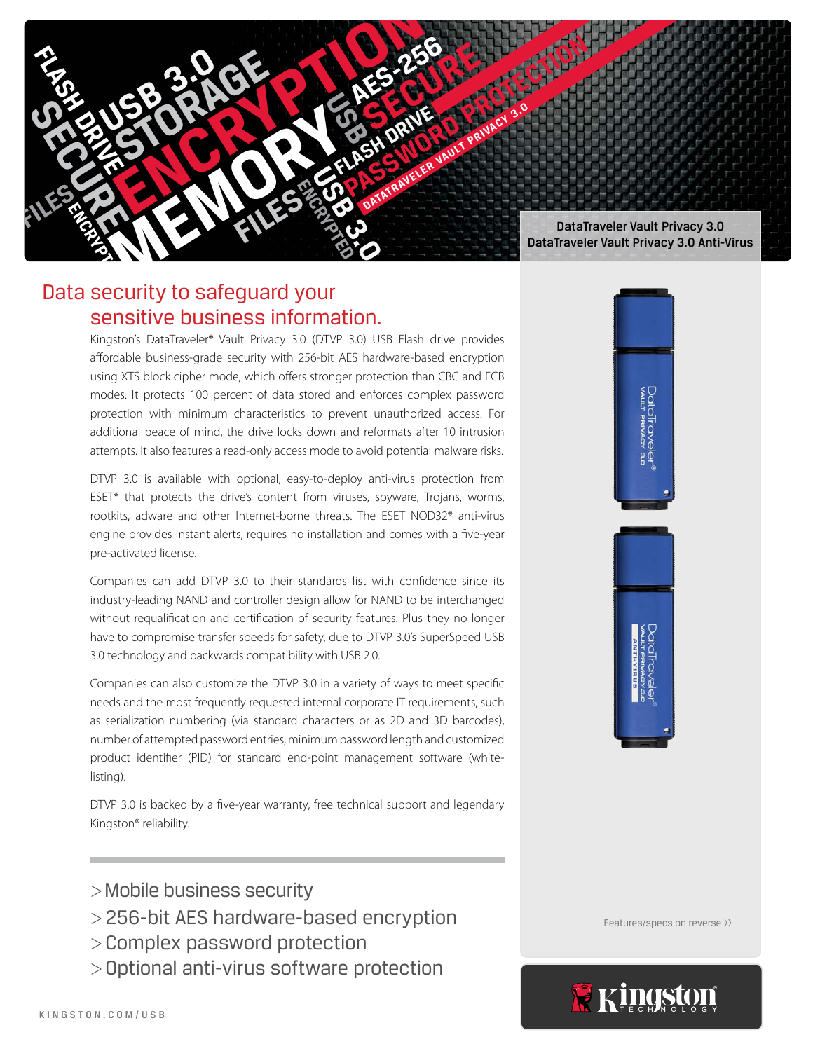DataTraveler Vault Privacy 3.0
DataTraveler Vault Privacy 3.0 Anti-Virus

# Data security to safeguard your sensitive business information.

Kingston's DataTraveler® Vault Privacy 3.0 (DTVP 3.0) USB Flash drive provides affordable business-grade security with 256-bit AES hardware-based encryption using XTS block cipher mode, which offers stronger protection than CBC and ECB modes. It protects 100 percent of data stored and enforces complex password protection with minimum characteristics to prevent unauthorized access. For additional peace of mind, the drive locks down and reformats after 10 intrusion attempts. It also features a read-only access mode to avoid potential malware risks.

DTVP 3.0 is available with optional, easy-to-deploy anti-virus protection from ESET* that protects the drive's content from viruses, spyware, Trojans, worms, rootkits, adware and other Internet-borne threats. The ESET NOD32® anti-virus engine provides instant alerts, requires no installation and comes with a five-year pre-activated license.

Companies can add DTVP 3.0 to their standards list with confidence since its industry-leading NAND and controller design allow for NAND to be interchanged without requalification and certification of security features. Plus they no longer have to compromise transfer speeds for safety, due to DTVP 3.0's SuperSpeed USB 3.0 technology and backwards compatibility with USB 2.0.

Companies can also customize the DTVP 3.0 in a variety of ways to meet specific needs and the most frequently requested internal corporate IT requirements, such as serialization numbering (via standard characters or as 2D and 3D barcodes), number of attempted password entries, minimum password length and customized product identifier (PID) for standard end-point management software (white-listing).

DTVP 3.0 is backed by a five-year warranty, free technical support and legendary Kingston® reliability.

> Mobile business security
> 256-bit AES hardware-based encryption
> Complex password protection
> Optional anti-virus software protection

Features/specs on reverse ››

KINGSTON.COM/USB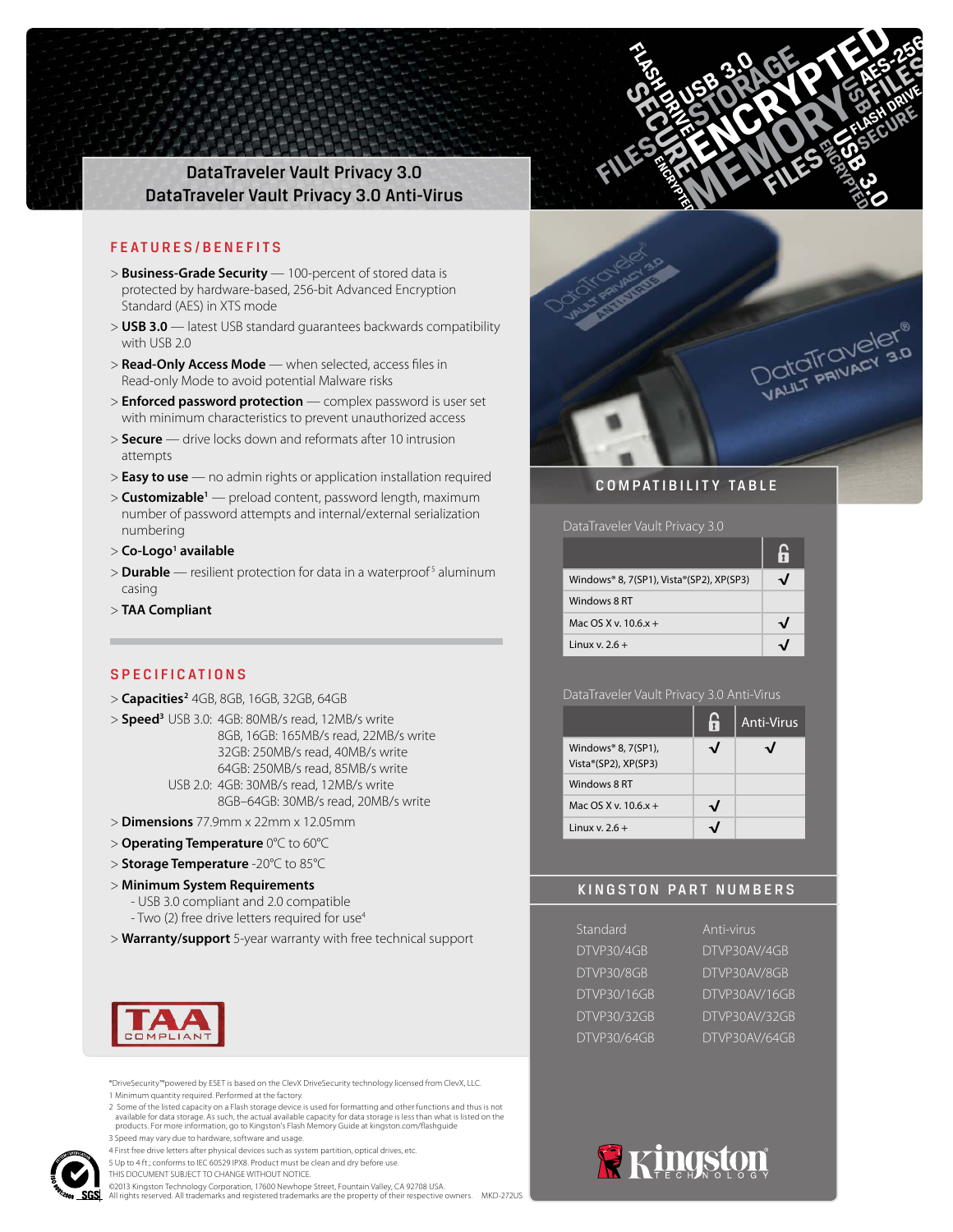# DataTraveler Vault Privacy 3.0
# DataTraveler Vault Privacy 3.0 Anti-Virus

## FEATURES/BENEFITS

> **Business-Grade Security** — 100-percent of stored data is protected by hardware-based, 256-bit Advanced Encryption Standard (AES) in XTS mode

> **USB 3.0** — latest USB standard guarantees backwards compatibility with USB 2.0

> **Read-Only Access Mode** — when selected, access files in Read-only Mode to avoid potential Malware risks

> **Enforced password protection** — complex password is user set with minimum characteristics to prevent unauthorized access

> **Secure** — drive locks down and reformats after 10 intrusion attempts

> **Easy to use** — no admin rights or application installation required

> **Customizable**[1] — preload content, password length, maximum number of password attempts and internal/external serialization numbering

> **Co-Logo**[1] **available**

> **Durable** — resilient protection for data in a waterproof[5] aluminum casing

> **TAA Compliant**

## SPECIFICATIONS

> **Capacities**[2] 4GB, 8GB, 16GB, 32GB, 64GB

> **Speed**[3] USB 3.0: 4GB: 80MB/s read, 12MB/s write
8GB, 16GB: 165MB/s read, 22MB/s write
32GB: 250MB/s read, 40MB/s write
64GB: 250MB/s read, 85MB/s write
USB 2.0: 4GB: 30MB/s read, 12MB/s write
8GB–64GB: 30MB/s read, 20MB/s write

> **Dimensions** 77.9mm x 22mm x 12.05mm

> **Operating Temperature** 0°C to 60°C

> **Storage Temperature** -20°C to 85°C

> **Minimum System Requirements**
- USB 3.0 compliant and 2.0 compatible
- Two (2) free drive letters required for use[4]

> **Warranty/support** 5-year warranty with free technical support

TAA COMPLIANT

## COMPATIBILITY TABLE

DataTraveler Vault Privacy 3.0

| | 🔓 |
|---|---|
| Windows® 8, 7(SP1), Vista®(SP2), XP(SP3) | √ |
| Windows 8 RT | |
| Mac OS X v. 10.6.x + | √ |
| Linux v. 2.6 + | √ |

DataTraveler Vault Privacy 3.0 Anti-Virus

| | 🔓 | Anti-Virus |
|---|---|---|
| Windows® 8, 7(SP1), Vista®(SP2), XP(SP3) | √ | √ |
| Windows 8 RT | | |
| Mac OS X v. 10.6.x + | √ | |
| Linux v. 2.6 + | √ | |

## KINGSTON PART NUMBERS

| Standard | Anti-virus |
|---|---|
| DTVP30/4GB | DTVP30AV/4GB |
| DTVP30/8GB | DTVP30AV/8GB |
| DTVP30/16GB | DTVP30AV/16GB |
| DTVP30/32GB | DTVP30AV/32GB |
| DTVP30/64GB | DTVP30AV/64GB |

*DriveSecurity™powered by ESET is based on the ClevX DriveSecurity technology licensed from ClevX, LLC.

1 Minimum quantity required. Performed at the factory.

2 Some of the listed capacity on a Flash storage device is used for formatting and other functions and thus is not available for data storage. As such, the actual available capacity for data storage is less than what is listed on the products. For more information, go to Kingston's Flash Memory Guide at kingston.com/flashguide

3 Speed may vary due to hardware, software and usage.

4 First free drive letters after physical devices such as system partition, optical drives, etc.

5 Up to 4 ft.; conforms to IEC 60529 IPX8. Product must be clean and dry before use.

THIS DOCUMENT SUBJECT TO CHANGE WITHOUT NOTICE.

©2013 Kingston Technology Corporation, 17600 Newhope Street, Fountain Valley, CA 92708 USA.
All rights reserved. All trademarks and registered trademarks are the property of their respective owners. MKD-272US

Kingston TECHNOLOGY